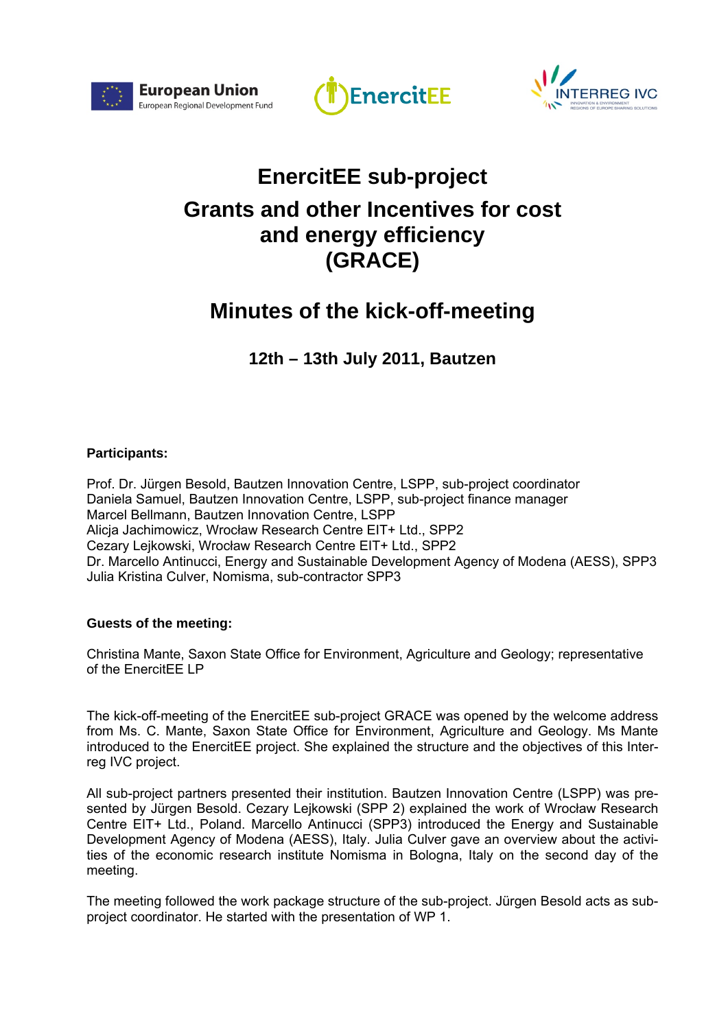# EnercitEE sub-project

# Grants and other Incentives for cost and energy efficiency (GRACE)

## Minutes of the kick-off-meeting

### 12th – 13th July 2011, Bautzen

**Participants:**

Prof. Dr. Jürgen Besold, Bautzen Innovation Centre, LSPP, sub-project coordinator
Daniela Samuel, Bautzen Innovation Centre, LSPP, sub-project finance manager
Marcel Bellmann, Bautzen Innovation Centre, LSPP
Alicja Jachimowicz, Wrocław Research Centre EIT+ Ltd., SPP2
Cezary Lejkowski, Wrocław Research Centre EIT+ Ltd., SPP2
Dr. Marcello Antinucci, Energy and Sustainable Development Agency of Modena (AESS), SPP3
Julia Kristina Culver, Nomisma, sub-contractor SPP3

**Guests of the meeting:**

Christina Mante, Saxon State Office for Environment, Agriculture and Geology; representative of the EnercitEE LP

The kick-off-meeting of the EnercitEE sub-project GRACE was opened by the welcome address from Ms. C. Mante, Saxon State Office for Environment, Agriculture and Geology. Ms Mante introduced to the EnercitEE project. She explained the structure and the objectives of this Interreg IVC project.

All sub-project partners presented their institution. Bautzen Innovation Centre (LSPP) was presented by Jürgen Besold. Cezary Lejkowski (SPP 2) explained the work of Wrocław Research Centre EIT+ Ltd., Poland. Marcello Antinucci (SPP3) introduced the Energy and Sustainable Development Agency of Modena (AESS), Italy. Julia Culver gave an overview about the activities of the economic research institute Nomisma in Bologna, Italy on the second day of the meeting.

The meeting followed the work package structure of the sub-project. Jürgen Besold acts as sub-project coordinator. He started with the presentation of WP 1.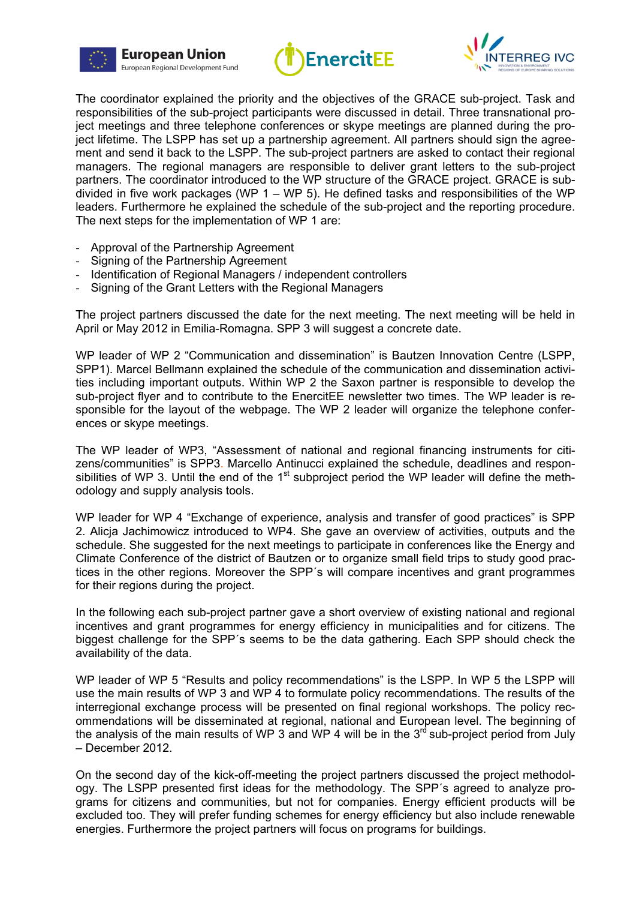The coordinator explained the priority and the objectives of the GRACE sub-project. Task and responsibilities of the sub-project participants were discussed in detail. Three transnational project meetings and three telephone conferences or skype meetings are planned during the project lifetime. The LSPP has set up a partnership agreement. All partners should sign the agreement and send it back to the LSPP. The sub-project partners are asked to contact their regional managers. The regional managers are responsible to deliver grant letters to the sub-project partners. The coordinator introduced to the WP structure of the GRACE project. GRACE is subdivided in five work packages (WP 1 – WP 5). He defined tasks and responsibilities of the WP leaders. Furthermore he explained the schedule of the sub-project and the reporting procedure. The next steps for the implementation of WP 1 are:

- Approval of the Partnership Agreement
- Signing of the Partnership Agreement
- Identification of Regional Managers / independent controllers
- Signing of the Grant Letters with the Regional Managers

The project partners discussed the date for the next meeting. The next meeting will be held in April or May 2012 in Emilia-Romagna. SPP 3 will suggest a concrete date.

WP leader of WP 2 "Communication and dissemination" is Bautzen Innovation Centre (LSPP, SPP1). Marcel Bellmann explained the schedule of the communication and dissemination activities including important outputs. Within WP 2 the Saxon partner is responsible to develop the sub-project flyer and to contribute to the EnercitEE newsletter two times. The WP leader is responsible for the layout of the webpage. The WP 2 leader will organize the telephone conferences or skype meetings.

The WP leader of WP3, "Assessment of national and regional financing instruments for citizens/communities" is SPP3. Marcello Antinucci explained the schedule, deadlines and responsibilities of WP 3. Until the end of the 1st subproject period the WP leader will define the methodology and supply analysis tools.

WP leader for WP 4 "Exchange of experience, analysis and transfer of good practices" is SPP 2. Alicja Jachimowicz introduced to WP4. She gave an overview of activities, outputs and the schedule. She suggested for the next meetings to participate in conferences like the Energy and Climate Conference of the district of Bautzen or to organize small field trips to study good practices in the other regions. Moreover the SPP´s will compare incentives and grant programmes for their regions during the project.

In the following each sub-project partner gave a short overview of existing national and regional incentives and grant programmes for energy efficiency in municipalities and for citizens. The biggest challenge for the SPP´s seems to be the data gathering. Each SPP should check the availability of the data.

WP leader of WP 5 "Results and policy recommendations" is the LSPP. In WP 5 the LSPP will use the main results of WP 3 and WP 4 to formulate policy recommendations. The results of the interregional exchange process will be presented on final regional workshops. The policy recommendations will be disseminated at regional, national and European level. The beginning of the analysis of the main results of WP 3 and WP 4 will be in the 3rd sub-project period from July – December 2012.

On the second day of the kick-off-meeting the project partners discussed the project methodology. The LSPP presented first ideas for the methodology. The SPP´s agreed to analyze programs for citizens and communities, but not for companies. Energy efficient products will be excluded too. They will prefer funding schemes for energy efficiency but also include renewable energies. Furthermore the project partners will focus on programs for buildings.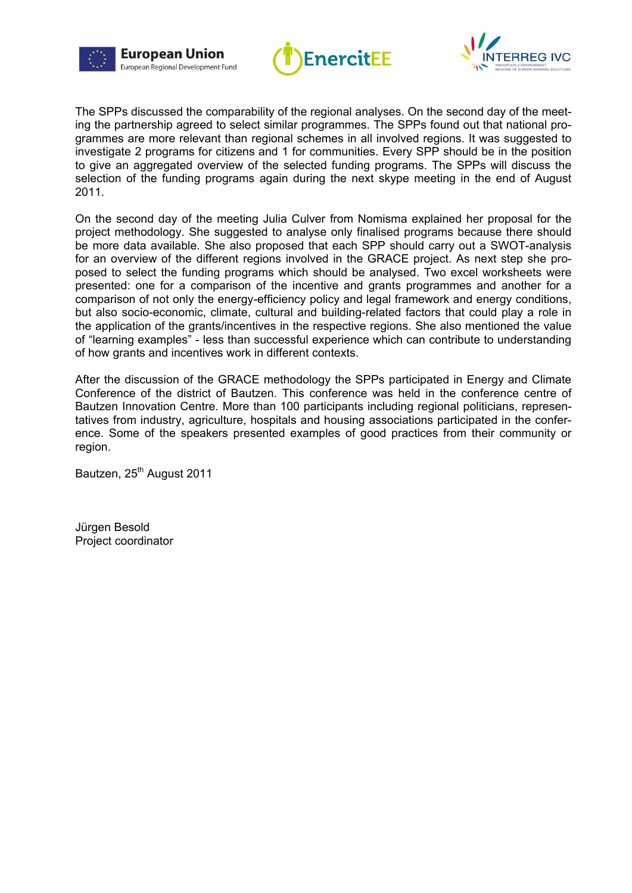The SPPs discussed the comparability of the regional analyses. On the second day of the meeting the partnership agreed to select similar programmes. The SPPs found out that national programmes are more relevant than regional schemes in all involved regions. It was suggested to investigate 2 programs for citizens and 1 for communities. Every SPP should be in the position to give an aggregated overview of the selected funding programs. The SPPs will discuss the selection of the funding programs again during the next skype meeting in the end of August 2011.

On the second day of the meeting Julia Culver from Nomisma explained her proposal for the project methodology. She suggested to analyse only finalised programs because there should be more data available. She also proposed that each SPP should carry out a SWOT-analysis for an overview of the different regions involved in the GRACE project. As next step she proposed to select the funding programs which should be analysed. Two excel worksheets were presented: one for a comparison of the incentive and grants programmes and another for a comparison of not only the energy-efficiency policy and legal framework and energy conditions, but also socio-economic, climate, cultural and building-related factors that could play a role in the application of the grants/incentives in the respective regions. She also mentioned the value of "learning examples" - less than successful experience which can contribute to understanding of how grants and incentives work in different contexts.

After the discussion of the GRACE methodology the SPPs participated in Energy and Climate Conference of the district of Bautzen. This conference was held in the conference centre of Bautzen Innovation Centre. More than 100 participants including regional politicians, representatives from industry, agriculture, hospitals and housing associations participated in the conference. Some of the speakers presented examples of good practices from their community or region.

Bautzen, 25th August 2011

Jürgen Besold
Project coordinator